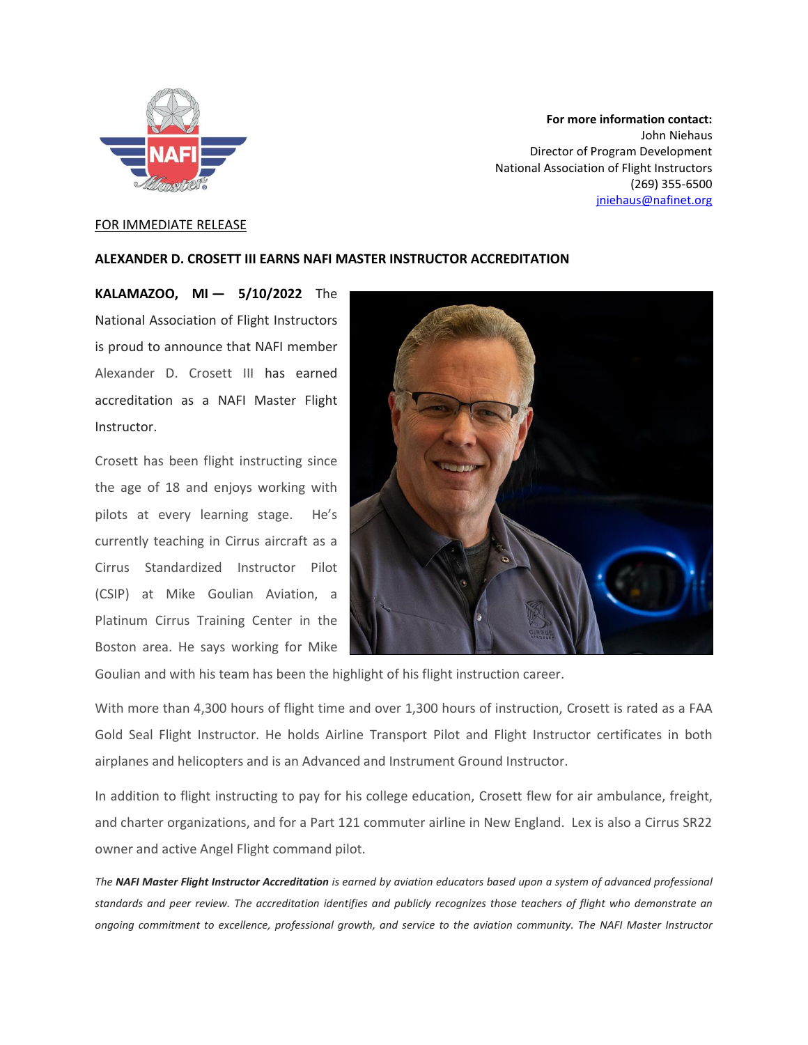**For more information contact:**
John Niehaus
Director of Program Development
National Association of Flight Instructors
(269) 355-6500
jniehaus@nafinet.org

FOR IMMEDIATE RELEASE

**ALEXANDER D. CROSETT III EARNS NAFI MASTER INSTRUCTOR ACCREDITATION**

**KALAMAZOO, MI — 5/10/2022** The National Association of Flight Instructors is proud to announce that NAFI member Alexander D. Crosett III has earned accreditation as a NAFI Master Flight Instructor.

Crosett has been flight instructing since the age of 18 and enjoys working with pilots at every learning stage. He's currently teaching in Cirrus aircraft as a Cirrus Standardized Instructor Pilot (CSIP) at Mike Goulian Aviation, a Platinum Cirrus Training Center in the Boston area. He says working for Mike Goulian and with his team has been the highlight of his flight instruction career.

With more than 4,300 hours of flight time and over 1,300 hours of instruction, Crosett is rated as a FAA Gold Seal Flight Instructor. He holds Airline Transport Pilot and Flight Instructor certificates in both airplanes and helicopters and is an Advanced and Instrument Ground Instructor.

In addition to flight instructing to pay for his college education, Crosett flew for air ambulance, freight, and charter organizations, and for a Part 121 commuter airline in New England. Lex is also a Cirrus SR22 owner and active Angel Flight command pilot.

*The **NAFI Master Flight Instructor Accreditation** is earned by aviation educators based upon a system of advanced professional standards and peer review. The accreditation identifies and publicly recognizes those teachers of flight who demonstrate an ongoing commitment to excellence, professional growth, and service to the aviation community. The NAFI Master Instructor*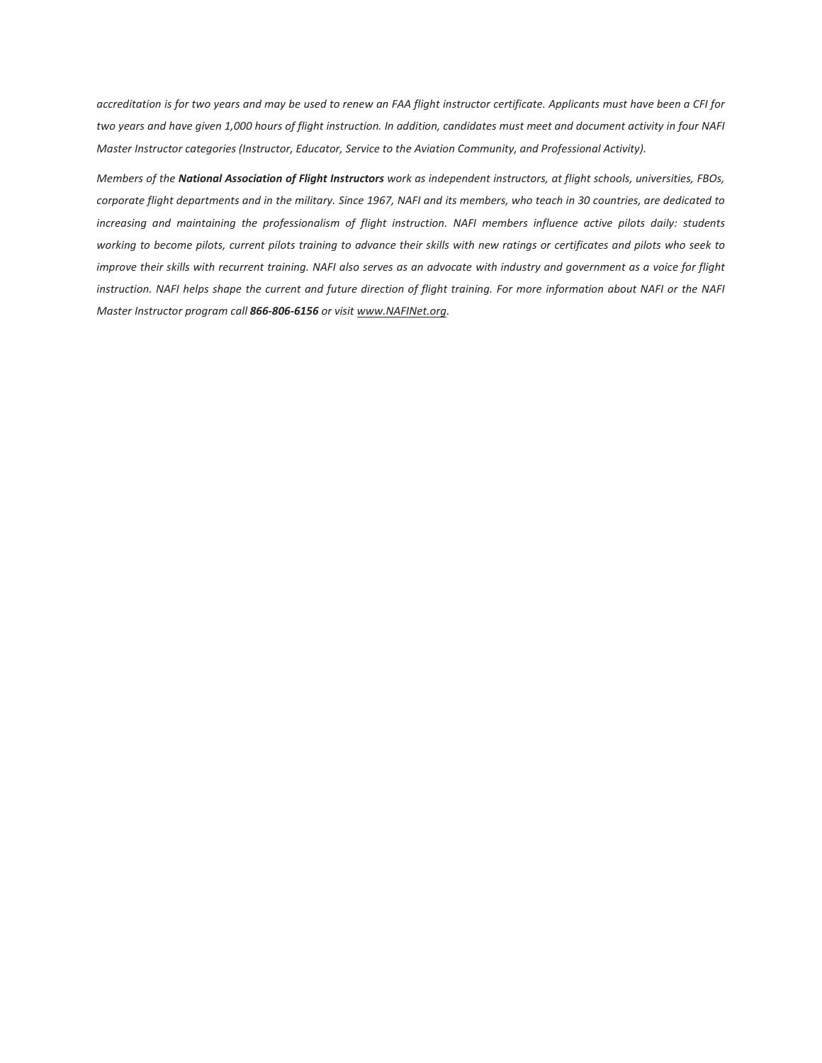*accreditation is for two years and may be used to renew an FAA flight instructor certificate. Applicants must have been a CFI for two years and have given 1,000 hours of flight instruction. In addition, candidates must meet and document activity in four NAFI Master Instructor categories (Instructor, Educator, Service to the Aviation Community, and Professional Activity).*

*Members of the **National Association of Flight Instructors** work as independent instructors, at flight schools, universities, FBOs, corporate flight departments and in the military. Since 1967, NAFI and its members, who teach in 30 countries, are dedicated to increasing and maintaining the professionalism of flight instruction. NAFI members influence active pilots daily: students working to become pilots, current pilots training to advance their skills with new ratings or certificates and pilots who seek to improve their skills with recurrent training. NAFI also serves as an advocate with industry and government as a voice for flight instruction. NAFI helps shape the current and future direction of flight training. For more information about NAFI or the NAFI Master Instructor program call **866-806-6156** or visit www.NAFINet.org.*